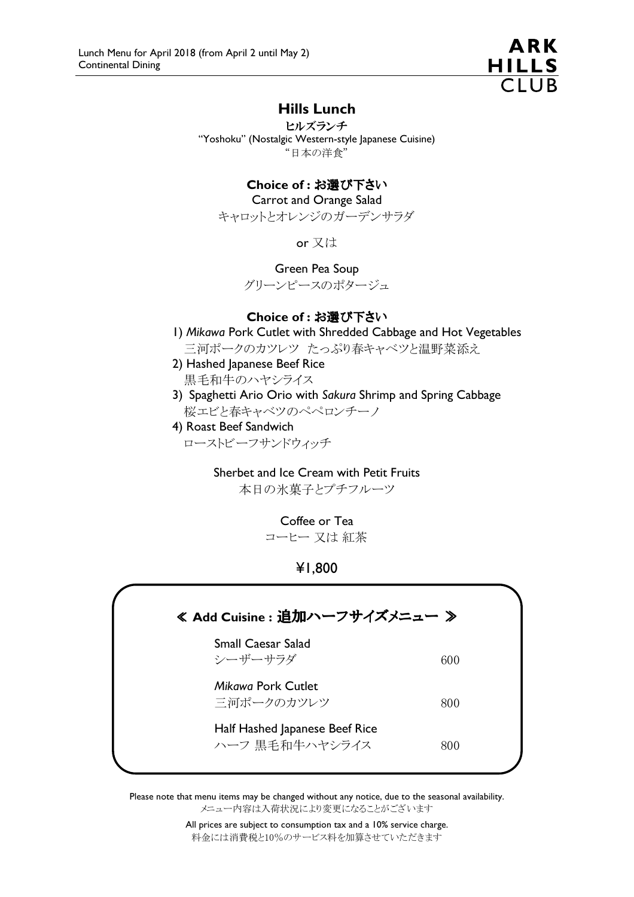Lunch Menu for April 2018 (from April 2 until May 2)
Continental Dining

ARK HILLS CLUB

# Hills Lunch

**ヒルズランチ**

"Yoshoku" (Nostalgic Western-style Japanese Cuisine)
"日本の洋食"

**Choice of : お選び下さい**

Carrot and Orange Salad
キャロットとオレンジのガーデンサラダ

or 又は

Green Pea Soup
グリーンピースのポタージュ

**Choice of : お選び下さい**

1) *Mikawa* Pork Cutlet with Shredded Cabbage and Hot Vegetables
三河ポークのカツレツ　たっぷり春キャベツと温野菜添え
2) Hashed Japanese Beef Rice
黒毛和牛のハヤシライス
3) Spaghetti Ario Orio with *Sakura* Shrimp and Spring Cabbage
桜エビと春キャベツのペペロンチーノ
4) Roast Beef Sandwich
ローストビーフサンドウィッチ

Sherbet and Ice Cream with Petit Fruits
本日の氷菓子とプチフルーツ

Coffee or Tea
コーヒー 又は 紅茶

¥1,800

## ≪ **Add Cuisine : 追加ハーフサイズメニュー** ≫

| Item | Price |
| --- | --- |
| Small Caesar Salad<br>シーザーサラダ | 600 |
| *Mikawa* Pork Cutlet<br>三河ポークのカツレツ | 800 |
| Half Hashed Japanese Beef Rice<br>ハーフ 黒毛和牛ハヤシライス | 800 |

Please note that menu items may be changed without any notice, due to the seasonal availability.
メニュー内容は入荷状況により変更になることがございます

All prices are subject to consumption tax and a 10% service charge.
料金には消費税と10%のサービス料を加算させていただきます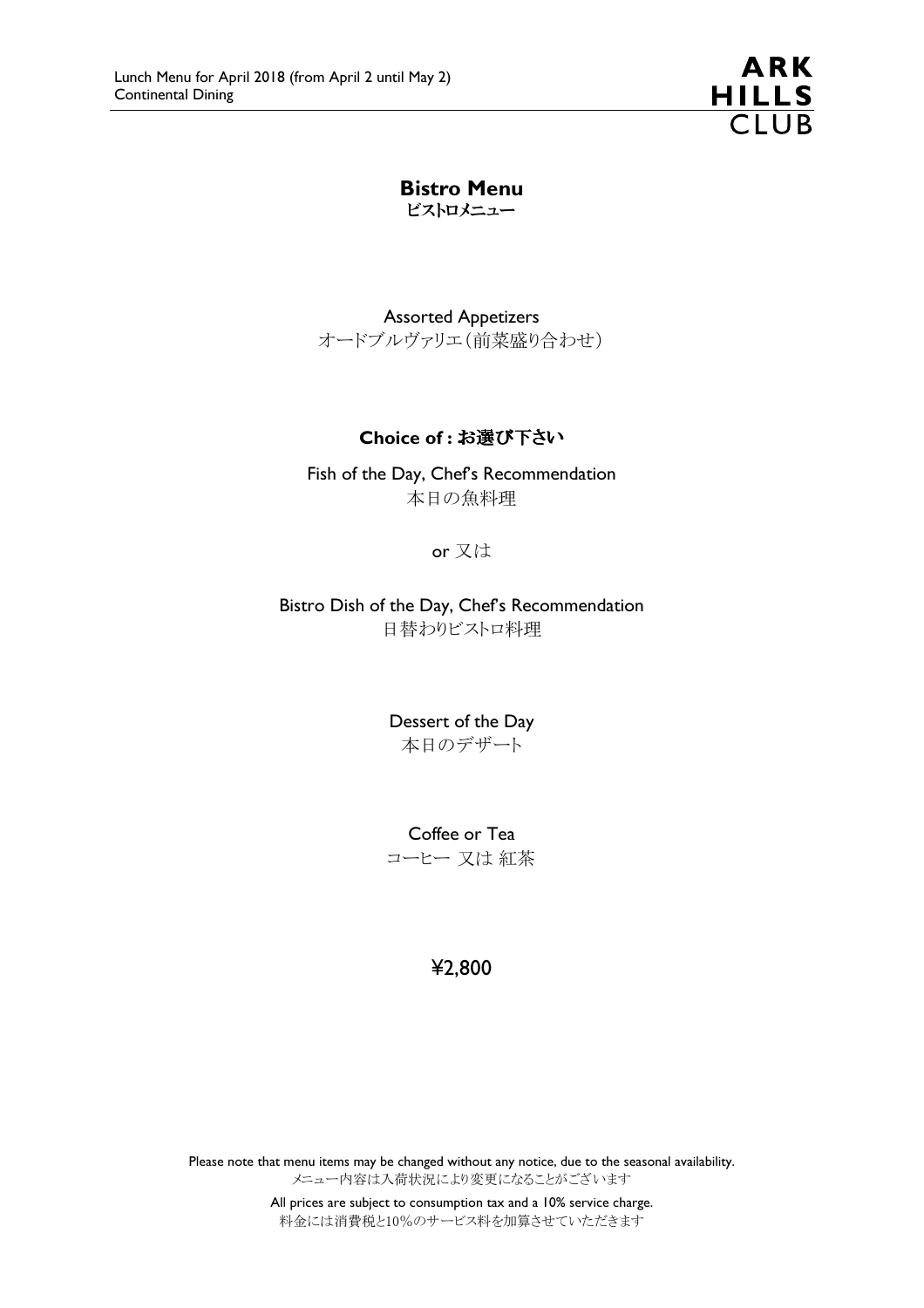# Bistro Menu
## ビストロメニュー

Assorted Appetizers
オードブルヴァリエ（前菜盛り合わせ）

**Choice of : お選び下さい**

Fish of the Day, Chef's Recommendation
本日の魚料理

or 又は

Bistro Dish of the Day, Chef's Recommendation
日替わりビストロ料理

Dessert of the Day
本日のデザート

Coffee or Tea
コーヒー 又は 紅茶

¥2,800

Please note that menu items may be changed without any notice, due to the seasonal availability.
メニュー内容は入荷状況により変更になることがございます

All prices are subject to consumption tax and a 10% service charge.
料金には消費税と10%のサービス料を加算させていただきます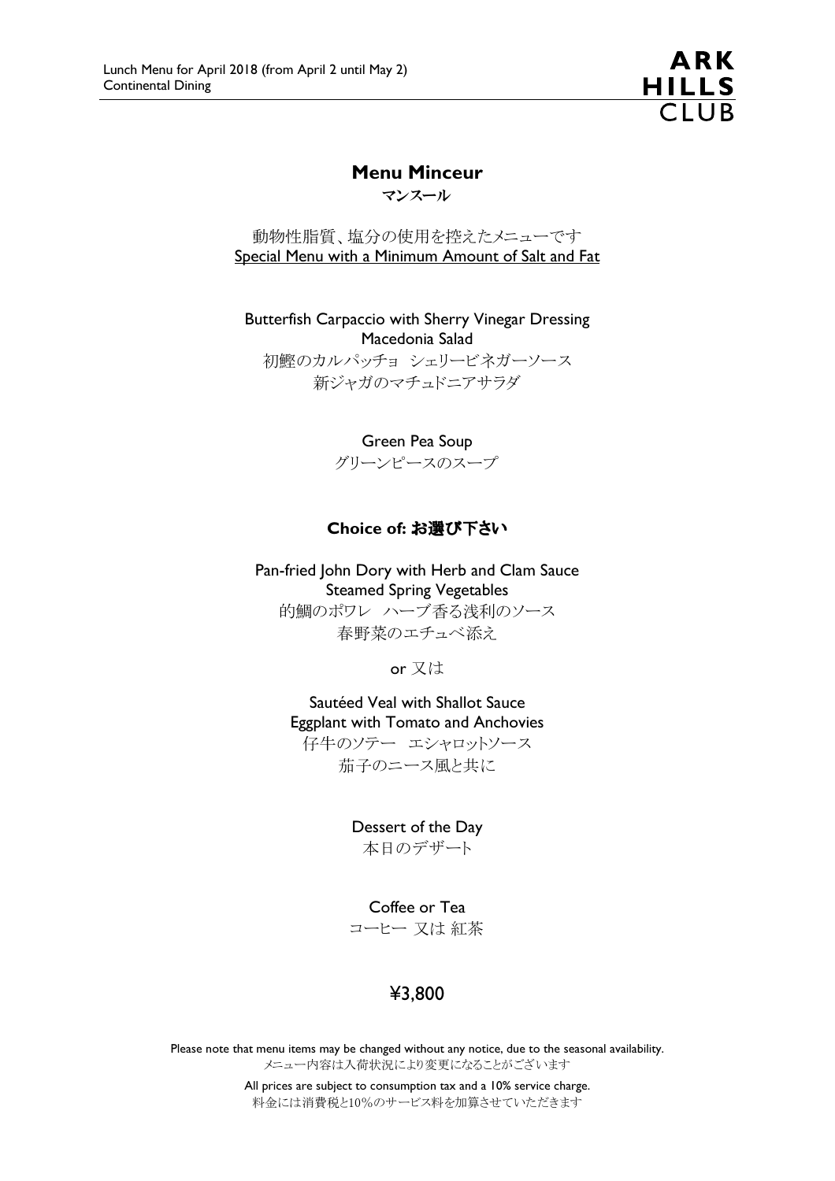Lunch Menu for April 2018 (from April 2 until May 2)
Continental Dining

ARK HILLS CLUB

## Menu Minceur

**マンスール**

動物性脂質、塩分の使用を控えたメニューです
Special Menu with a Minimum Amount of Salt and Fat

Butterfish Carpaccio with Sherry Vinegar Dressing
Macedonia Salad
初鰹のカルパッチョ　シェリービネガーソース
新ジャガのマチュドニアサラダ

Green Pea Soup
グリーンピースのスープ

**Choice of: お選び下さい**

Pan-fried John Dory with Herb and Clam Sauce
Steamed Spring Vegetables
的鯛のポワレ　ハーブ香る浅利のソース
春野菜のエチュベ添え

or 又は

Sautéed Veal with Shallot Sauce
Eggplant with Tomato and Anchovies
仔牛のソテー　エシャロットソース
茄子のニース風と共に

Dessert of the Day
本日のデザート

Coffee or Tea
コーヒー 又は 紅茶

¥3,800

Please note that menu items may be changed without any notice, due to the seasonal availability.
メニュー内容は入荷状況により変更になることがございます

All prices are subject to consumption tax and a 10% service charge.
料金には消費税と10%のサービス料を加算させていただきます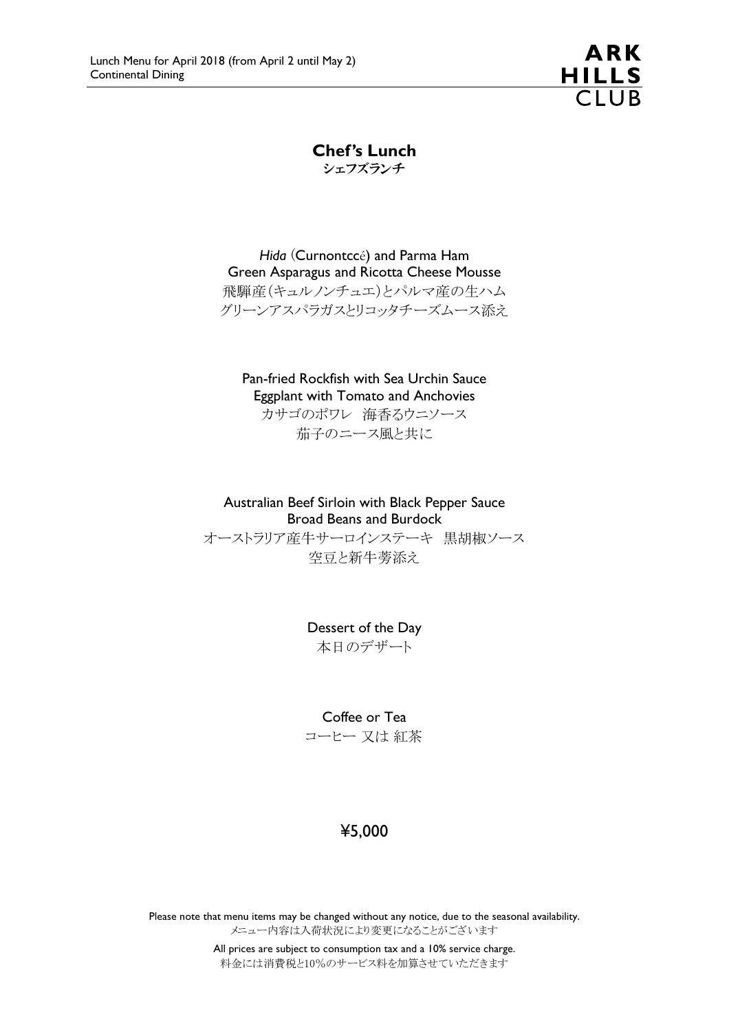Lunch Menu for April 2018 (from April 2 until May 2)
Continental Dining

ARK HILLS CLUB

## Chef's Lunch
**シェフズランチ**

*Hida* (Curnontccé) and Parma Ham
Green Asparagus and Ricotta Cheese Mousse
飛騨産(キュルノンチュエ)とパルマ産の生ハム
グリーンアスパラガスとリコッタチーズムース添え

Pan-fried Rockfish with Sea Urchin Sauce
Eggplant with Tomato and Anchovies
カサゴのポワレ　海香るウニソース
茄子のニース風と共に

Australian Beef Sirloin with Black Pepper Sauce
Broad Beans and Burdock
オーストラリア産牛サーロインステーキ　黒胡椒ソース
空豆と新牛蒡添え

Dessert of the Day
本日のデザート

Coffee or Tea
コーヒー 又は 紅茶

¥5,000

Please note that menu items may be changed without any notice, due to the seasonal availability.
メニュー内容は入荷状況により変更になることがございます

All prices are subject to consumption tax and a 10% service charge.
料金には消費税と10%のサービス料を加算させていただきます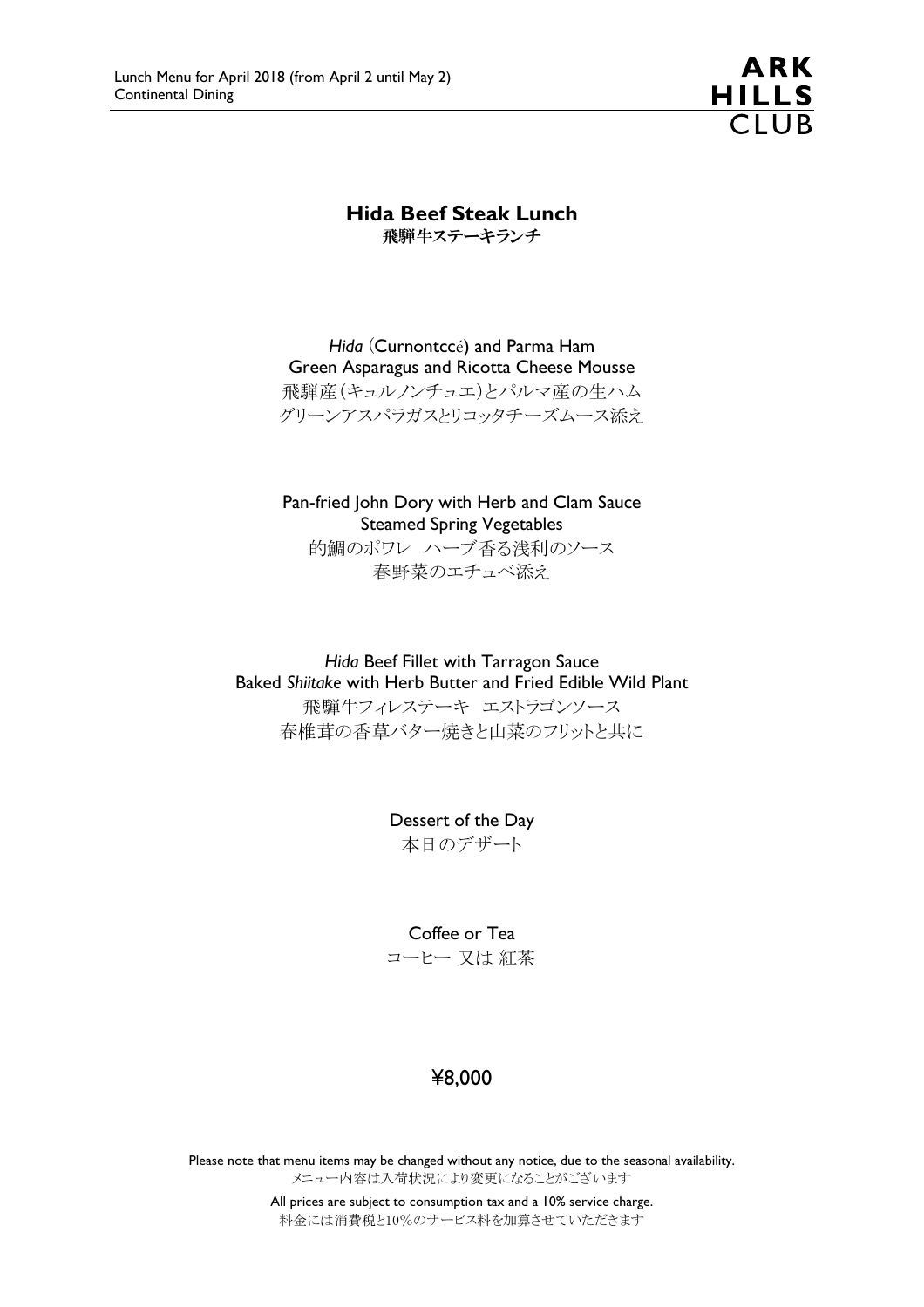Lunch Menu for April 2018 (from April 2 until May 2)
Continental Dining

ARK HILLS CLUB

## Hida Beef Steak Lunch
**飛騨牛ステーキランチ**

*Hida* (Curnontccé) and Parma Ham
Green Asparagus and Ricotta Cheese Mousse
飛騨産(キュルノンチュエ)とパルマ産の生ハム
グリーンアスパラガスとリコッタチーズムース添え

Pan-fried John Dory with Herb and Clam Sauce
Steamed Spring Vegetables
的鯛のポワレ　ハーブ香る浅利のソース
春野菜のエチュベ添え

*Hida* Beef Fillet with Tarragon Sauce
Baked *Shiitake* with Herb Butter and Fried Edible Wild Plant
飛騨牛フィレステーキ　エストラゴンソース
春椎茸の香草バター焼きと山菜のフリットと共に

Dessert of the Day
本日のデザート

Coffee or Tea
コーヒー 又は 紅茶

¥8,000

Please note that menu items may be changed without any notice, due to the seasonal availability.
メニュー内容は入荷状況により変更になることがございます

All prices are subject to consumption tax and a 10% service charge.
料金には消費税と10%のサービス料を加算させていただきます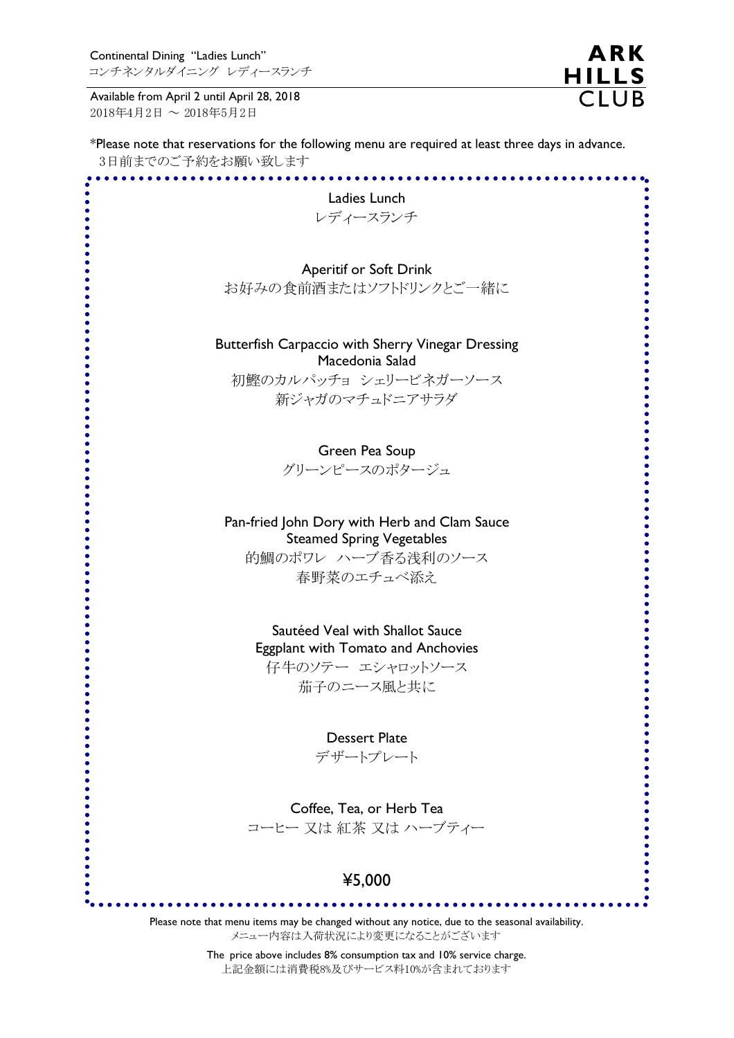Continental Dining "Ladies Lunch"
コンチネンタルダイニング レディースランチ

Available from April 2 until April 28, 2018
2018年4月2日 ～ 2018年5月2日

ARK HILLS CLUB

*Please note that reservations for the following menu are required at least three days in advance.
3日前までのご予約をお願い致します

## Ladies Lunch
## レディースランチ

Aperitif or Soft Drink
お好みの食前酒またはソフトドリンクとご一緒に

Butterfish Carpaccio with Sherry Vinegar Dressing
Macedonia Salad
初鰹のカルパッチョ シェリービネガーソース
新ジャガのマチュドニアサラダ

Green Pea Soup
グリーンピースのポタージュ

Pan-fried John Dory with Herb and Clam Sauce
Steamed Spring Vegetables
的鯛のポワレ ハーブ香る浅利のソース
春野菜のエチュベ添え

Sautéed Veal with Shallot Sauce
Eggplant with Tomato and Anchovies
仔牛のソテー エシャロットソース
茄子のニース風と共に

Dessert Plate
デザートプレート

Coffee, Tea, or Herb Tea
コーヒー 又は 紅茶 又は ハーブティー

**¥5,000**

Please note that menu items may be changed without any notice, due to the seasonal availability.
メニュー内容は入荷状況により変更になることがございます

The price above includes 8% consumption tax and 10% service charge.
上記金額には消費税8%及びサービス料10%が含まれております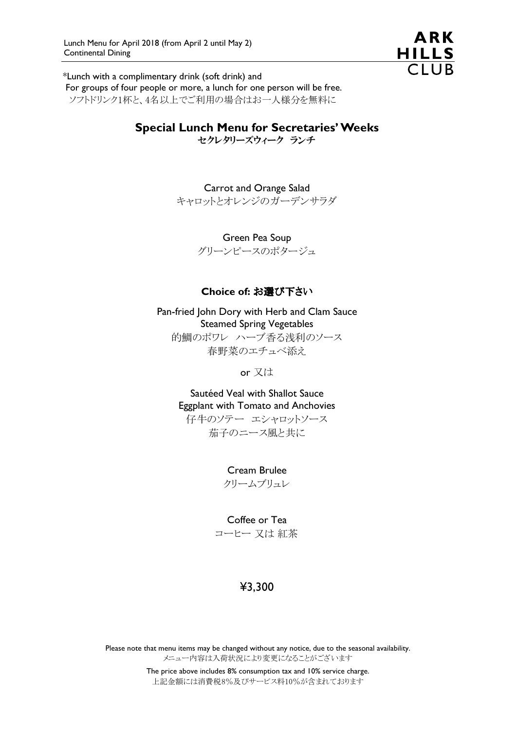Lunch Menu for April 2018 (from April 2 until May 2)
Continental Dining

**ARK HILLS CLUB**

*Lunch with a complimentary drink (soft drink) and
For groups of four people or more, a lunch for one person will be free.
ソフトドリンク1杯と、4名以上でご利用の場合はお一人様分を無料に

## Special Lunch Menu for Secretaries' Weeks
### セクレタリーズウィーク　ランチ

Carrot and Orange Salad
キャロットとオレンジのガーデンサラダ

Green Pea Soup
グリーンピースのポタージュ

**Choice of: お選び下さい**

Pan-fried John Dory with Herb and Clam Sauce
Steamed Spring Vegetables
的鯛のポワレ　ハーブ香る浅利のソース
春野菜のエチュベ添え

or 又は

Sautéed Veal with Shallot Sauce
Eggplant with Tomato and Anchovies
仔牛のソテー　エシャロットソース
茄子のニース風と共に

Cream Brulee
クリームブリュレ

Coffee or Tea
コーヒー 又は 紅茶

¥3,300

Please note that menu items may be changed without any notice, due to the seasonal availability.
メニュー内容は入荷状況により変更になることがございます

The price above includes 8% consumption tax and 10% service charge.
上記金額には消費税8%及びサービス料10%が含まれております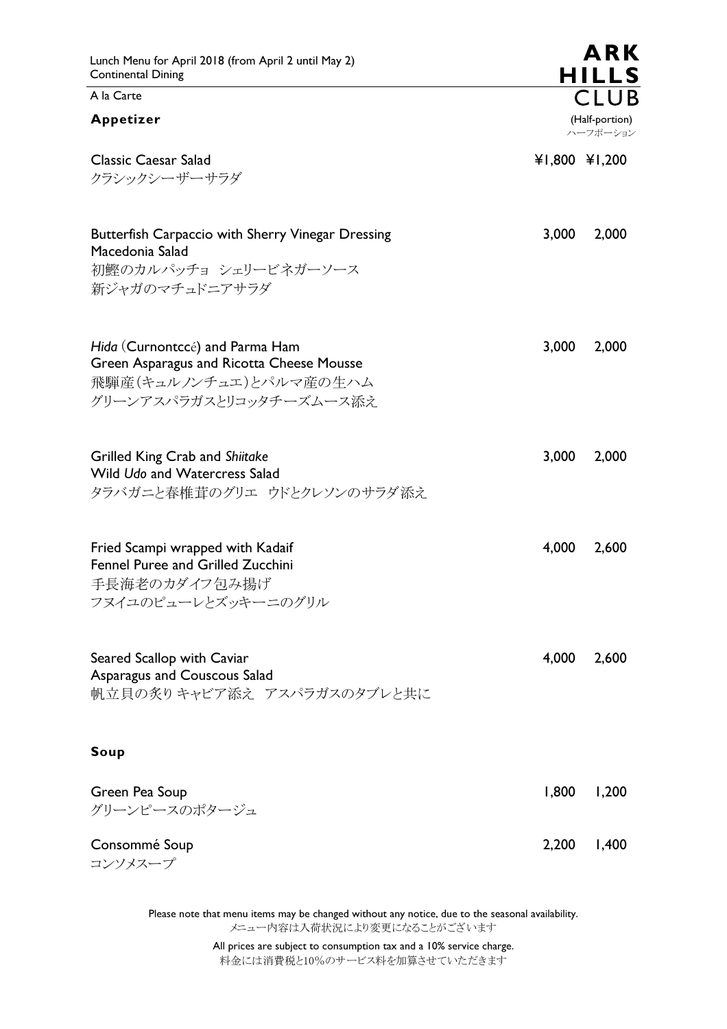Lunch Menu for April 2018 (from April 2 until May 2)
Continental Dining

**ARK HILLS CLUB**

A la Carte

## Appetizer

| | | (Half-portion) ハーフポーション |
|---|---|---|
| Classic Caesar Salad<br>クラシックシーザーサラダ | ¥1,800 | ¥1,200 |
| Butterfish Carpaccio with Sherry Vinegar Dressing<br>Macedonia Salad<br>初鰹のカルパッチョ シェリービネガーソース<br>新ジャガのマチュドニアサラダ | 3,000 | 2,000 |
| *Hida* (Curnontccé) and Parma Ham<br>Green Asparagus and Ricotta Cheese Mousse<br>飛騨産(キュルノンチュエ)とパルマ産の生ハム<br>グリーンアスパラガスとリコッタチーズムース添え | 3,000 | 2,000 |
| Grilled King Crab and *Shiitake*<br>Wild *Udo* and Watercress Salad<br>タラバガニと春椎茸のグリエ　ウドとクレソンのサラダ添え | 3,000 | 2,000 |
| Fried Scampi wrapped with Kadaif<br>Fennel Puree and Grilled Zucchini<br>手長海老のカダイフ包み揚げ<br>フヌイユのピューレとズッキーニのグリル | 4,000 | 2,600 |
| Seared Scallop with Caviar<br>Asparagus and Couscous Salad<br>帆立貝の炙り キャビア添え　アスパラガスのタブレと共に | 4,000 | 2,600 |

## Soup

| | | |
|---|---|---|
| Green Pea Soup<br>グリーンピースのポタージュ | 1,800 | 1,200 |
| Consommé Soup<br>コンソメスープ | 2,200 | 1,400 |

Please note that menu items may be changed without any notice, due to the seasonal availability.
メニュー内容は入荷状況により変更になることがございます

All prices are subject to consumption tax and a 10% service charge.
料金には消費税と10%のサービス料を加算させていただきます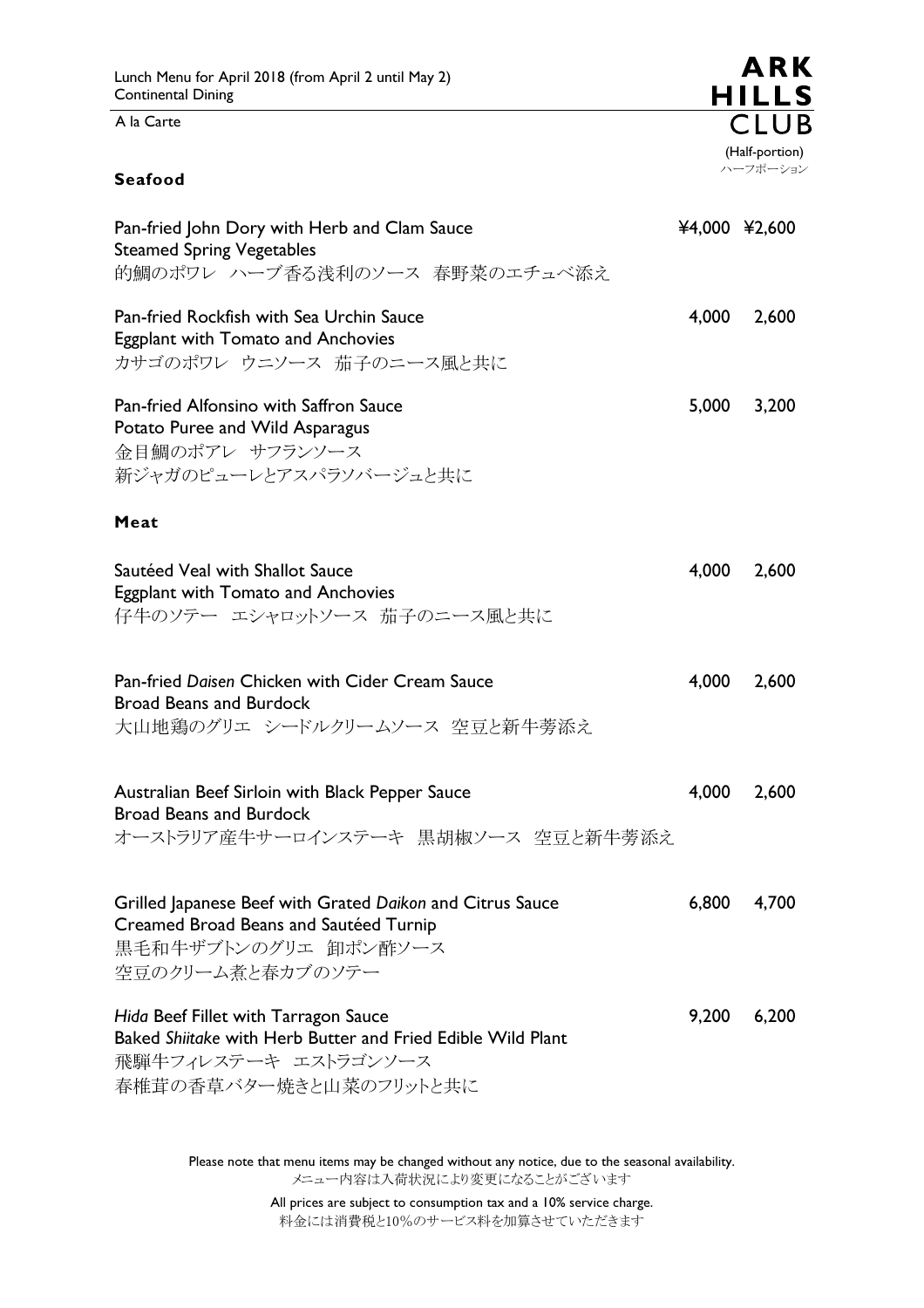Lunch Menu for April 2018 (from April 2 until May 2)
Continental Dining

A la Carte

ARK HILLS CLUB

(Half-portion)
ハーフポーション

## Seafood

| | | |
|---|---|---|
| Pan-fried John Dory with Herb and Clam Sauce<br>Steamed Spring Vegetables<br>的鯛のポワレ　ハーブ香る浅利のソース　春野菜のエチュベ添え | ¥4,000 | ¥2,600 |
| Pan-fried Rockfish with Sea Urchin Sauce<br>Eggplant with Tomato and Anchovies<br>カサゴのポワレ　ウニソース　茄子のニース風と共に | 4,000 | 2,600 |
| Pan-fried Alfonsino with Saffron Sauce<br>Potato Puree and Wild Asparagus<br>金目鯛のポアレ　サフランソース<br>新ジャガのピューレとアスパラソバージュと共に | 5,000 | 3,200 |

## Meat

| | | |
|---|---|---|
| Sautéed Veal with Shallot Sauce<br>Eggplant with Tomato and Anchovies<br>仔牛のソテー　エシャロットソース　茄子のニース風と共に | 4,000 | 2,600 |
| Pan-fried *Daisen* Chicken with Cider Cream Sauce<br>Broad Beans and Burdock<br>大山地鶏のグリエ　シードルクリームソース　空豆と新牛蒡添え | 4,000 | 2,600 |
| Australian Beef Sirloin with Black Pepper Sauce<br>Broad Beans and Burdock<br>オーストラリア産牛サーロインステーキ　黒胡椒ソース　空豆と新牛蒡添え | 4,000 | 2,600 |
| Grilled Japanese Beef with Grated *Daikon* and Citrus Sauce<br>Creamed Broad Beans and Sautéed Turnip<br>黒毛和牛ザブトンのグリエ　卸ポン酢ソース<br>空豆のクリーム煮と春カブのソテー | 6,800 | 4,700 |
| *Hida* Beef Fillet with Tarragon Sauce<br>Baked *Shiitake* with Herb Butter and Fried Edible Wild Plant<br>飛騨牛フィレステーキ　エストラゴンソース<br>春椎茸の香草バター焼きと山菜のフリットと共に | 9,200 | 6,200 |

Please note that menu items may be changed without any notice, due to the seasonal availability.
メニュー内容は入荷状況により変更になることがございます

All prices are subject to consumption tax and a 10% service charge.
料金には消費税と10%のサービス料を加算させていただきます